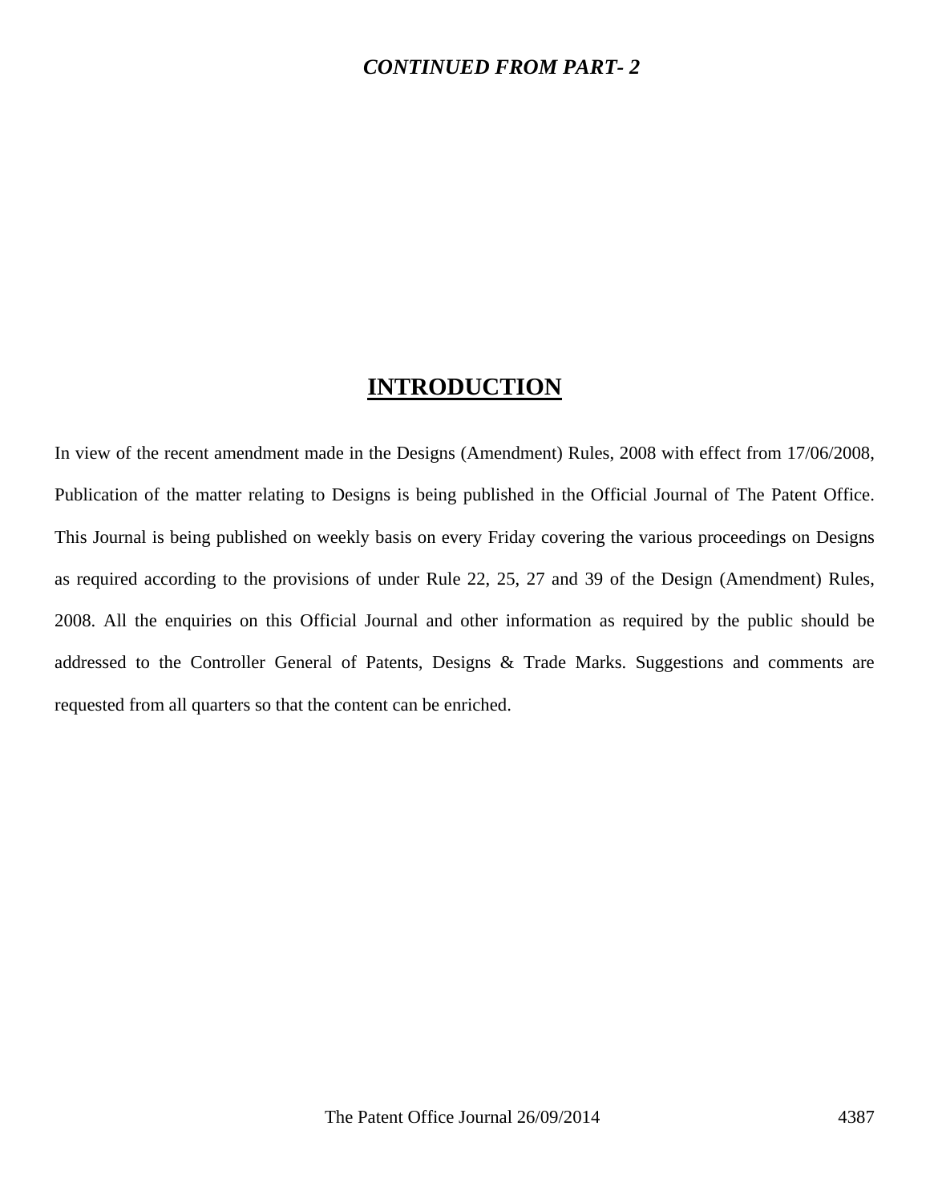***CONTINUED FROM PART- 2***

# INTRODUCTION

In view of the recent amendment made in the Designs (Amendment) Rules, 2008 with effect from 17/06/2008, Publication of the matter relating to Designs is being published in the Official Journal of The Patent Office. This Journal is being published on weekly basis on every Friday covering the various proceedings on Designs as required according to the provisions of under Rule 22, 25, 27 and 39 of the Design (Amendment) Rules, 2008. All the enquiries on this Official Journal and other information as required by the public should be addressed to the Controller General of Patents, Designs & Trade Marks. Suggestions and comments are requested from all quarters so that the content can be enriched.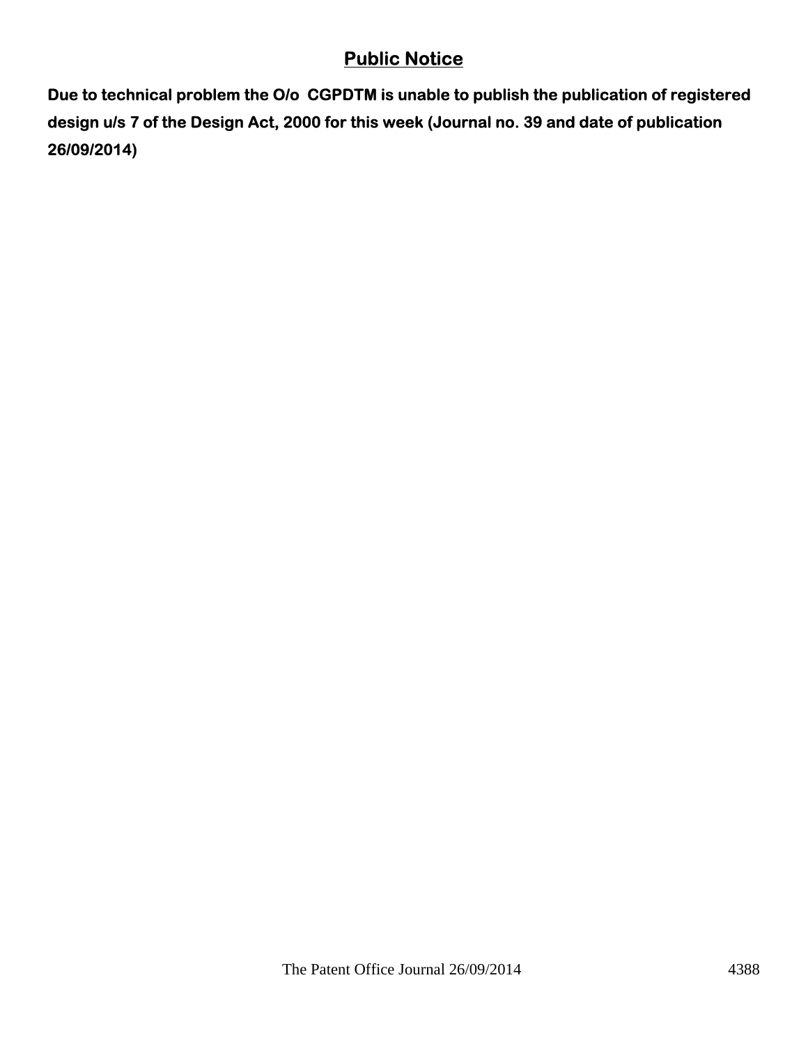# Public Notice

**Due to technical problem the O/o CGPDTM is unable to publish the publication of registered design u/s 7 of the Design Act, 2000 for this week (Journal no. 39 and date of publication 26/09/2014)**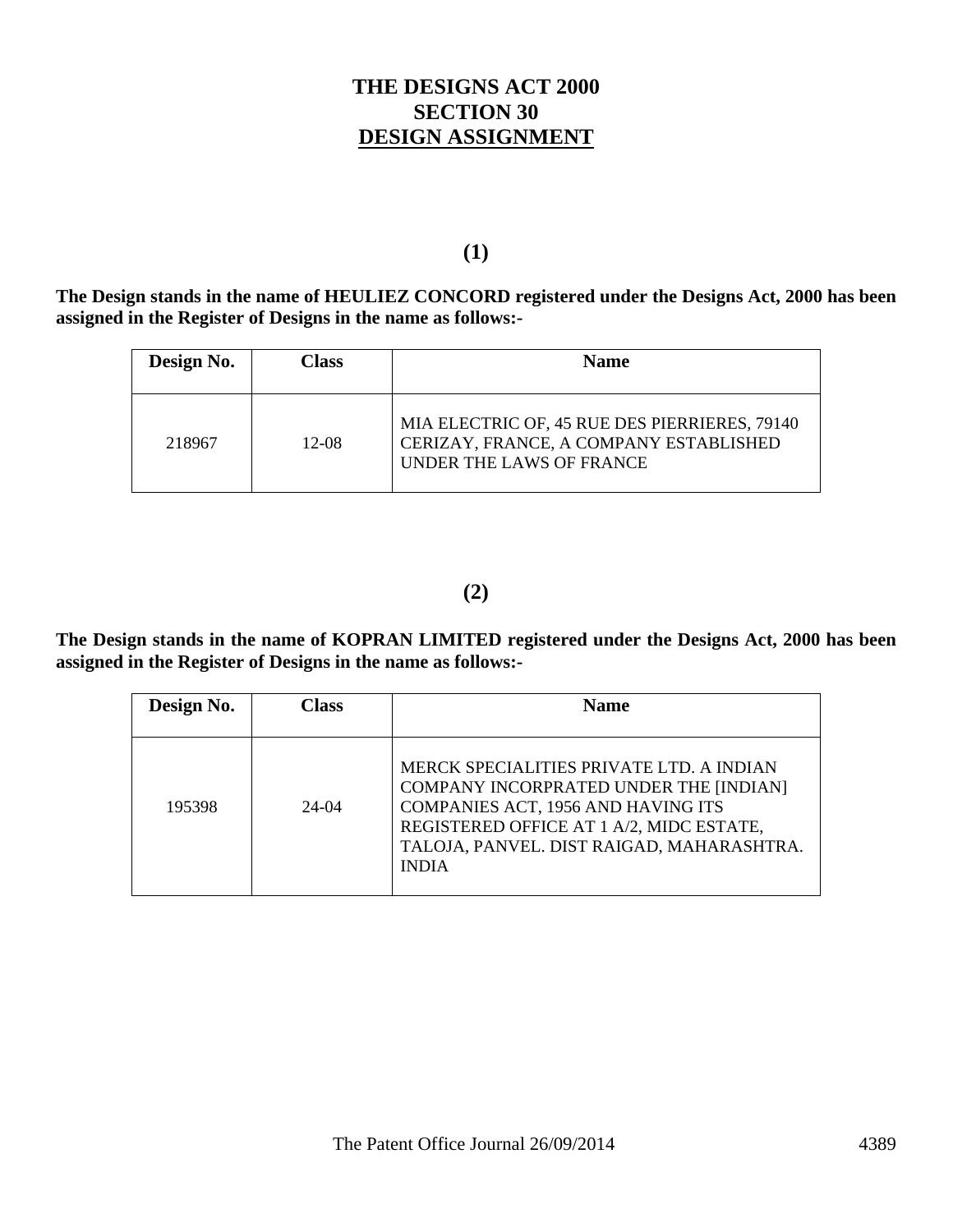# THE DESIGNS ACT 2000
# SECTION 30
# DESIGN ASSIGNMENT

**(1)**

**The Design stands in the name of HEULIEZ CONCORD registered under the Designs Act, 2000 has been assigned in the Register of Designs in the name as follows:-**

| Design No. | Class | Name |
|---|---|---|
| 218967 | 12-08 | MIA ELECTRIC OF, 45 RUE DES PIERRIERES, 79140 CERIZAY, FRANCE, A COMPANY ESTABLISHED UNDER THE LAWS OF FRANCE |

**(2)**

**The Design stands in the name of KOPRAN LIMITED registered under the Designs Act, 2000 has been assigned in the Register of Designs in the name as follows:-**

| Design No. | Class | Name |
|---|---|---|
| 195398 | 24-04 | MERCK SPECIALITIES PRIVATE LTD. A INDIAN COMPANY INCORPRATED UNDER THE [INDIAN] COMPANIES ACT, 1956 AND HAVING ITS REGISTERED OFFICE AT 1 A/2, MIDC ESTATE, TALOJA, PANVEL. DIST RAIGAD, MAHARASHTRA. INDIA |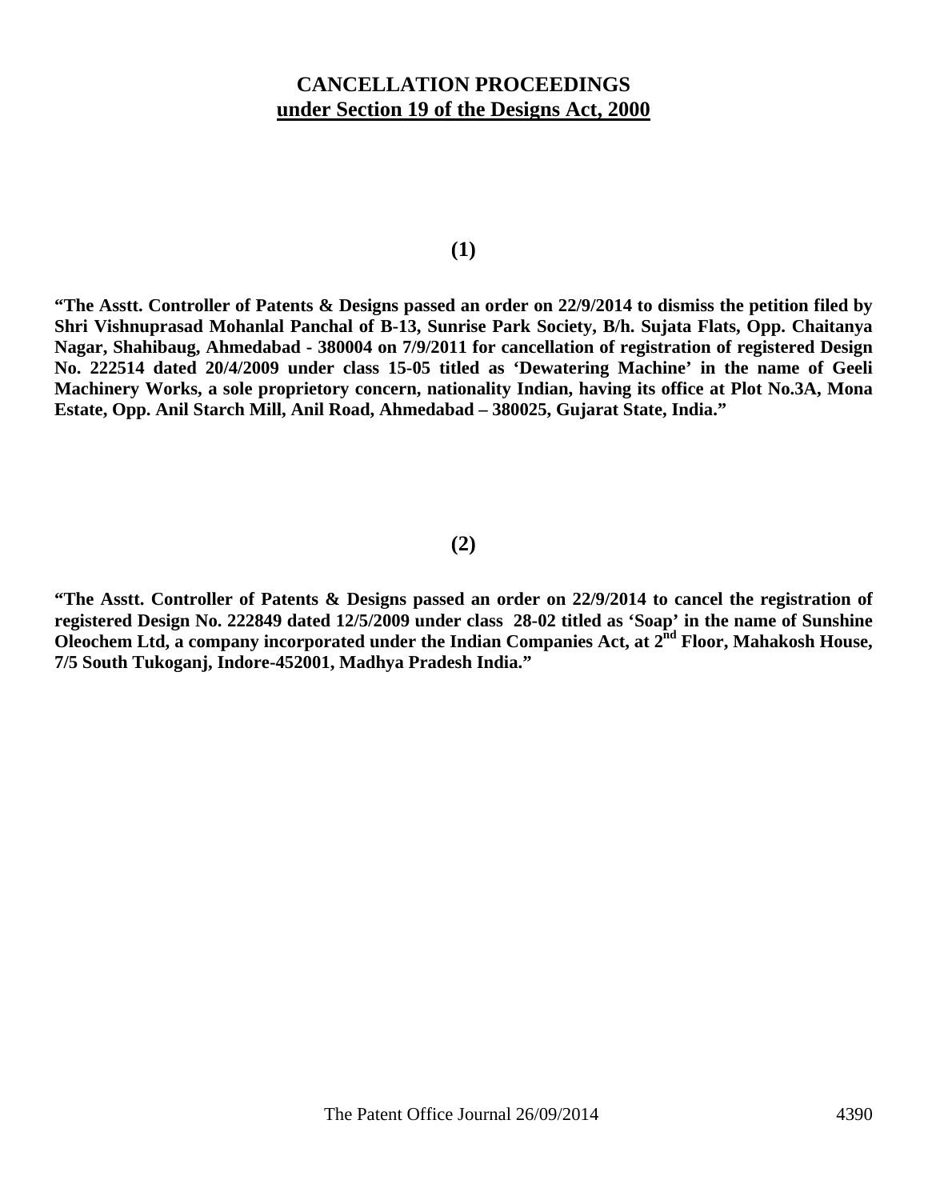# CANCELLATION PROCEEDINGS
## under Section 19 of the Designs Act, 2000

**(1)**

**"The Asstt. Controller of Patents & Designs passed an order on 22/9/2014 to dismiss the petition filed by Shri Vishnuprasad Mohanlal Panchal of B-13, Sunrise Park Society, B/h. Sujata Flats, Opp. Chaitanya Nagar, Shahibaug, Ahmedabad - 380004 on 7/9/2011 for cancellation of registration of registered Design No. 222514 dated 20/4/2009 under class 15-05 titled as 'Dewatering Machine' in the name of Geeli Machinery Works, a sole proprietory concern, nationality Indian, having its office at Plot No.3A, Mona Estate, Opp. Anil Starch Mill, Anil Road, Ahmedabad – 380025, Gujarat State, India."**

**(2)**

**"The Asstt. Controller of Patents & Designs passed an order on 22/9/2014 to cancel the registration of registered Design No. 222849 dated 12/5/2009 under class 28-02 titled as 'Soap' in the name of Sunshine Oleochem Ltd, a company incorporated under the Indian Companies Act, at 2nd Floor, Mahakosh House, 7/5 South Tukoganj, Indore-452001, Madhya Pradesh India."**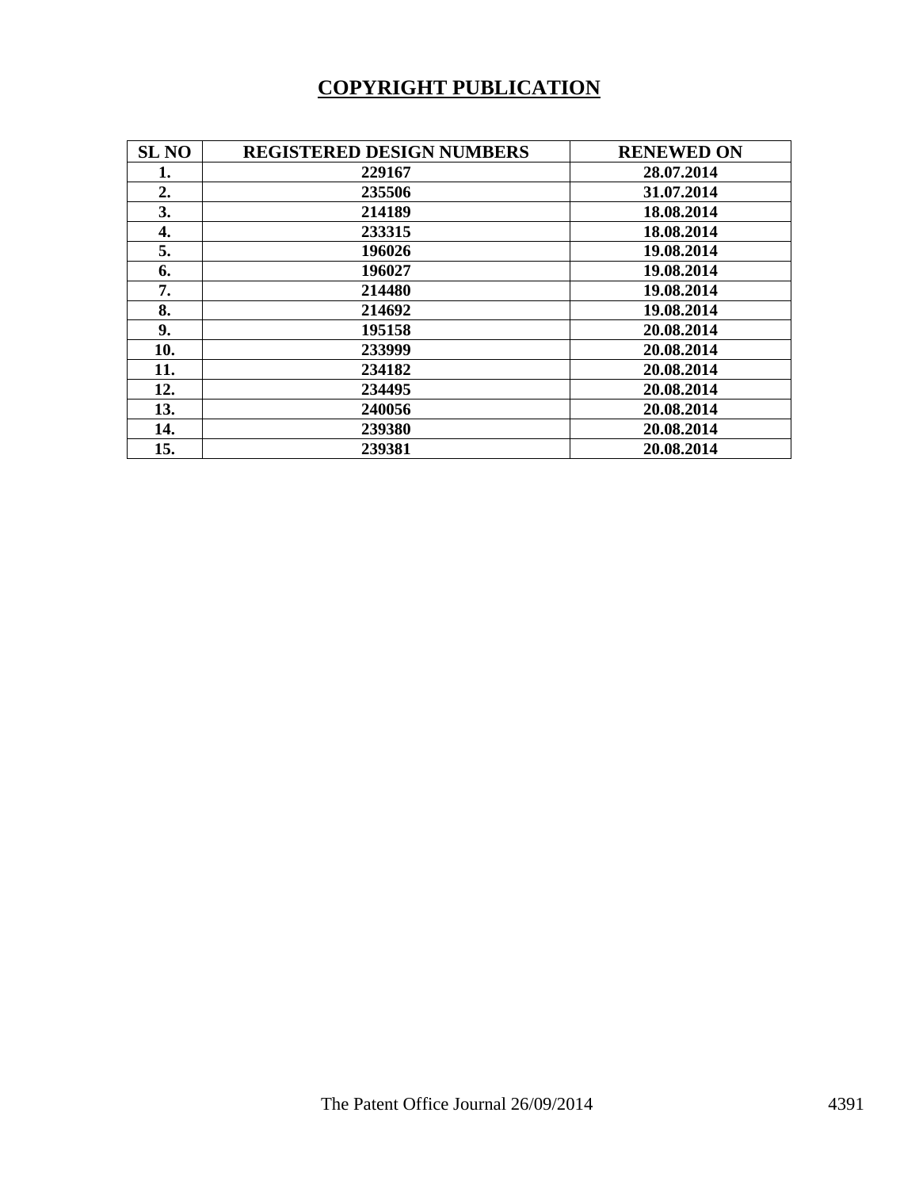## COPYRIGHT PUBLICATION

| SL NO | REGISTERED DESIGN NUMBERS | RENEWED ON |
|---|---|---|
| 1. | 229167 | 28.07.2014 |
| 2. | 235506 | 31.07.2014 |
| 3. | 214189 | 18.08.2014 |
| 4. | 233315 | 18.08.2014 |
| 5. | 196026 | 19.08.2014 |
| 6. | 196027 | 19.08.2014 |
| 7. | 214480 | 19.08.2014 |
| 8. | 214692 | 19.08.2014 |
| 9. | 195158 | 20.08.2014 |
| 10. | 233999 | 20.08.2014 |
| 11. | 234182 | 20.08.2014 |
| 12. | 234495 | 20.08.2014 |
| 13. | 240056 | 20.08.2014 |
| 14. | 239380 | 20.08.2014 |
| 15. | 239381 | 20.08.2014 |